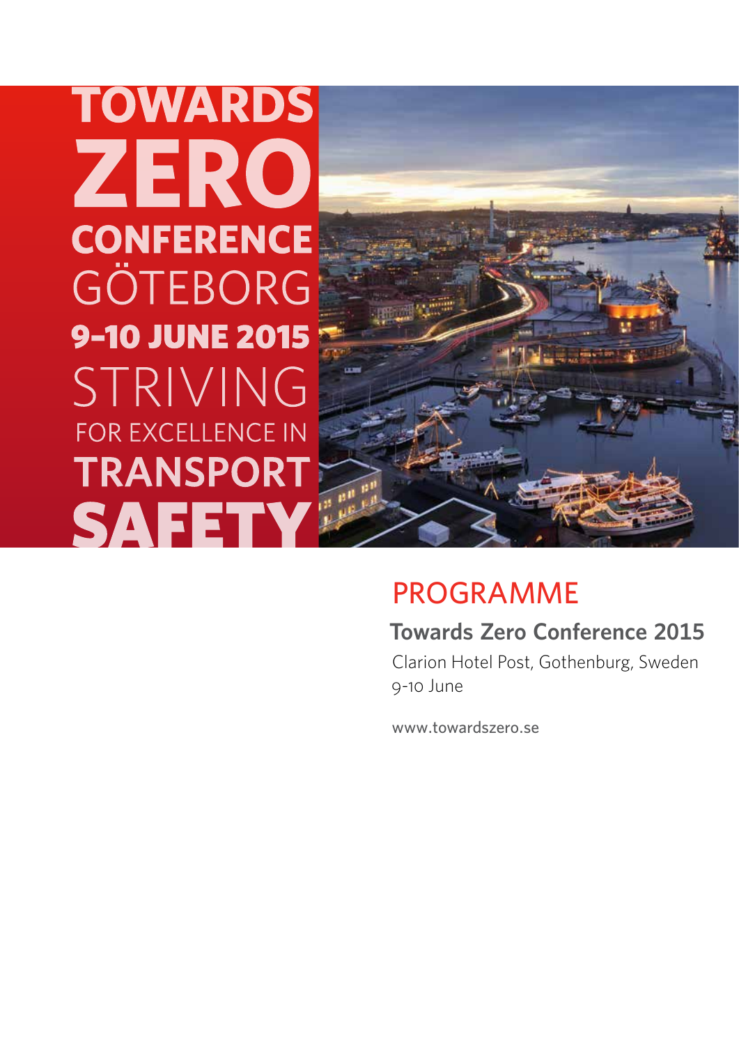# TOWARDS ZERO CONFERENCE GÖTEBORG

**9-10 JUNE 2015**

STRIVING FOR EXCELLENCE IN TRANSPORT SAFETY

## PROGRAMME

**Towards Zero Conference 2015**

Clarion Hotel Post, Gothenburg, Sweden
9-10 June

www.towardszero.se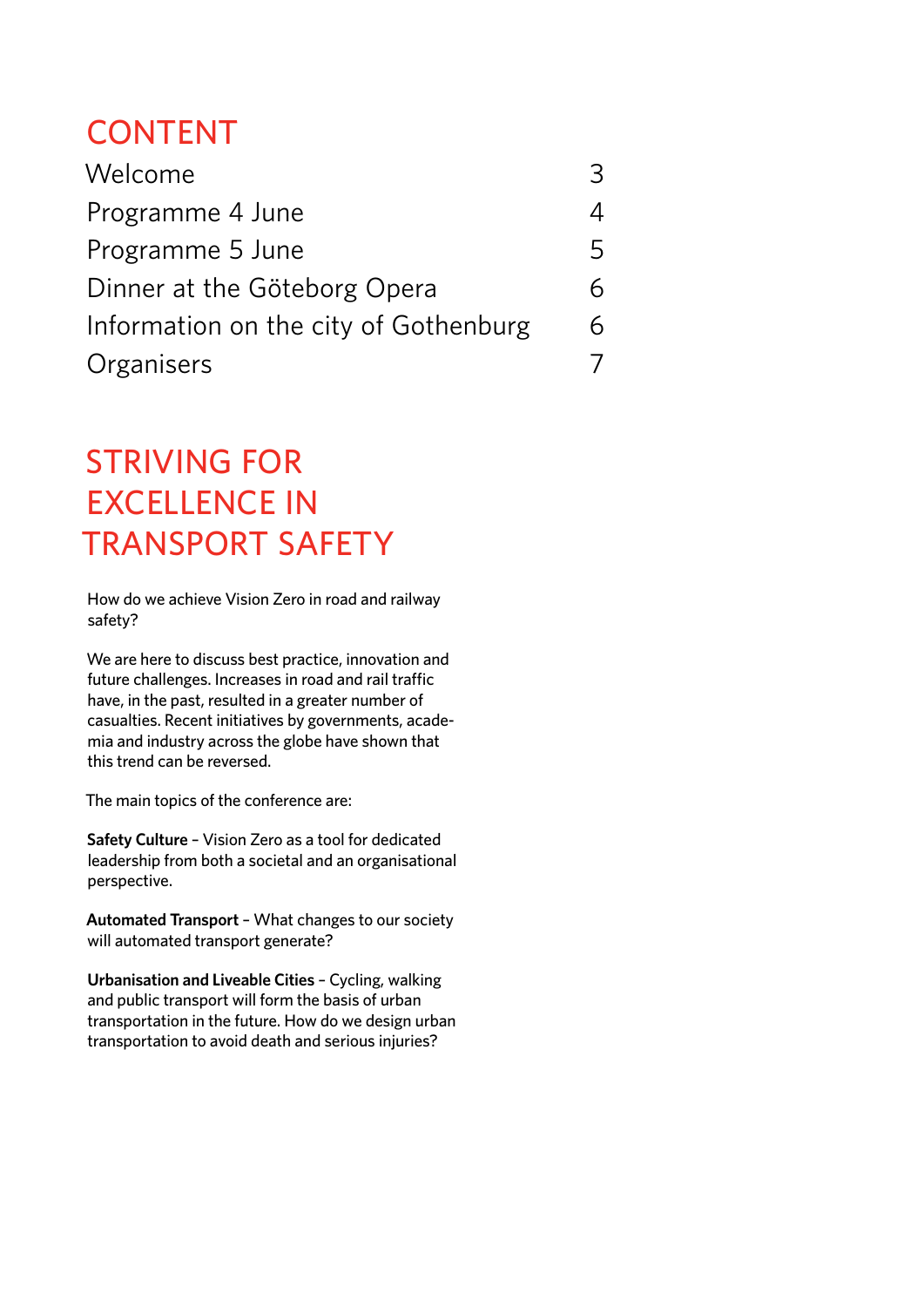# CONTENT

| | |
|---|---|
| Welcome | 3 |
| Programme 4 June | 4 |
| Programme 5 June | 5 |
| Dinner at the Göteborg Opera | 6 |
| Information on the city of Gothenburg | 6 |
| Organisers | 7 |

# STRIVING FOR EXCELLENCE IN TRANSPORT SAFETY

How do we achieve Vision Zero in road and railway safety?

We are here to discuss best practice, innovation and future challenges. Increases in road and rail traffic have, in the past, resulted in a greater number of casualties. Recent initiatives by governments, academia and industry across the globe have shown that this trend can be reversed.

The main topics of the conference are:

**Safety Culture** – Vision Zero as a tool for dedicated leadership from both a societal and an organisational perspective.

**Automated Transport** – What changes to our society will automated transport generate?

**Urbanisation and Liveable Cities** – Cycling, walking and public transport will form the basis of urban transportation in the future. How do we design urban transportation to avoid death and serious injuries?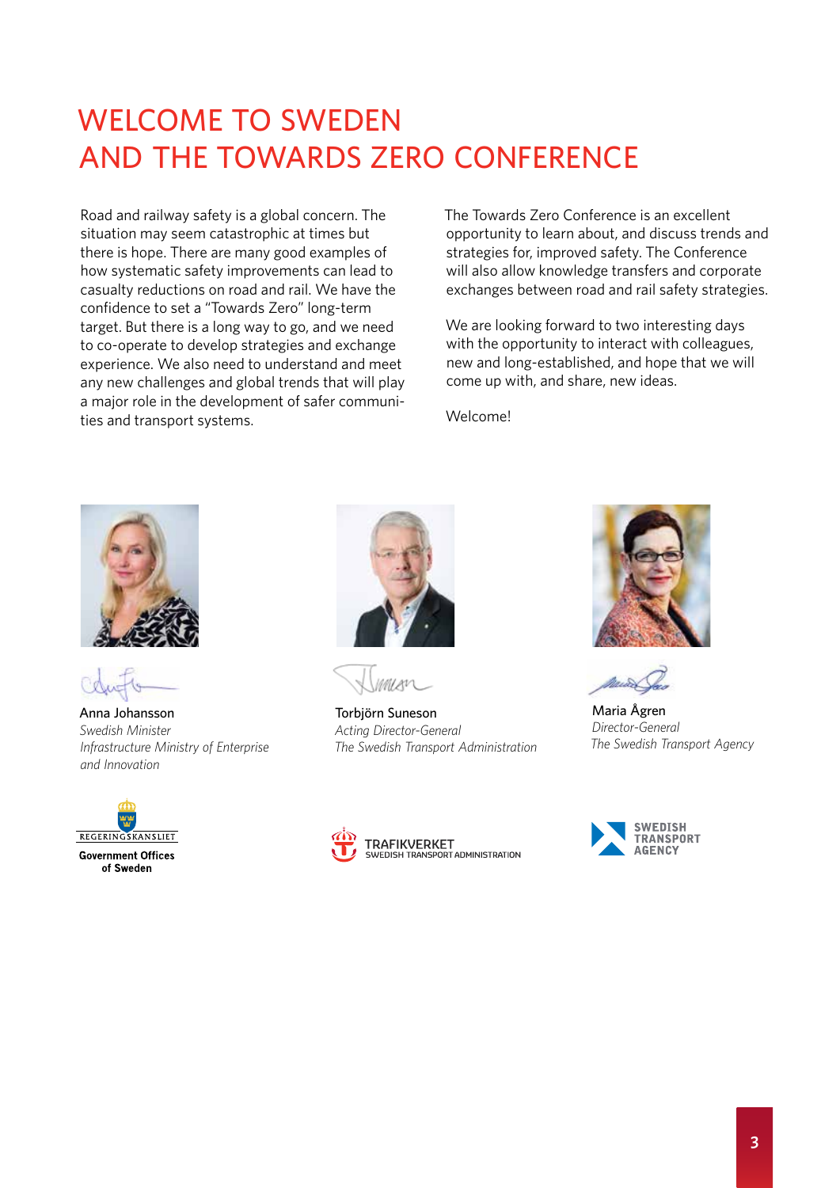# WELCOME TO SWEDEN AND THE TOWARDS ZERO CONFERENCE

Road and railway safety is a global concern. The situation may seem catastrophic at times but there is hope. There are many good examples of how systematic safety improvements can lead to casualty reductions on road and rail. We have the confidence to set a "Towards Zero" long-term target. But there is a long way to go, and we need to co-operate to develop strategies and exchange experience. We also need to understand and meet any new challenges and global trends that will play a major role in the development of safer communities and transport systems.

The Towards Zero Conference is an excellent opportunity to learn about, and discuss trends and strategies for, improved safety. The Conference will also allow knowledge transfers and corporate exchanges between road and rail safety strategies.

We are looking forward to two interesting days with the opportunity to interact with colleagues, new and long-established, and hope that we will come up with, and share, new ideas.

Welcome!

Anna Johansson
*Swedish Minister*
*Infrastructure Ministry of Enterprise and Innovation*

Torbjörn Suneson
*Acting Director-General*
*The Swedish Transport Administration*

Maria Ågren
*Director-General*
*The Swedish Transport Agency*

REGERINGSKANSLIET
Government Offices of Sweden

TRAFIKVERKET
SWEDISH TRANSPORT ADMINISTRATION

SWEDISH TRANSPORT AGENCY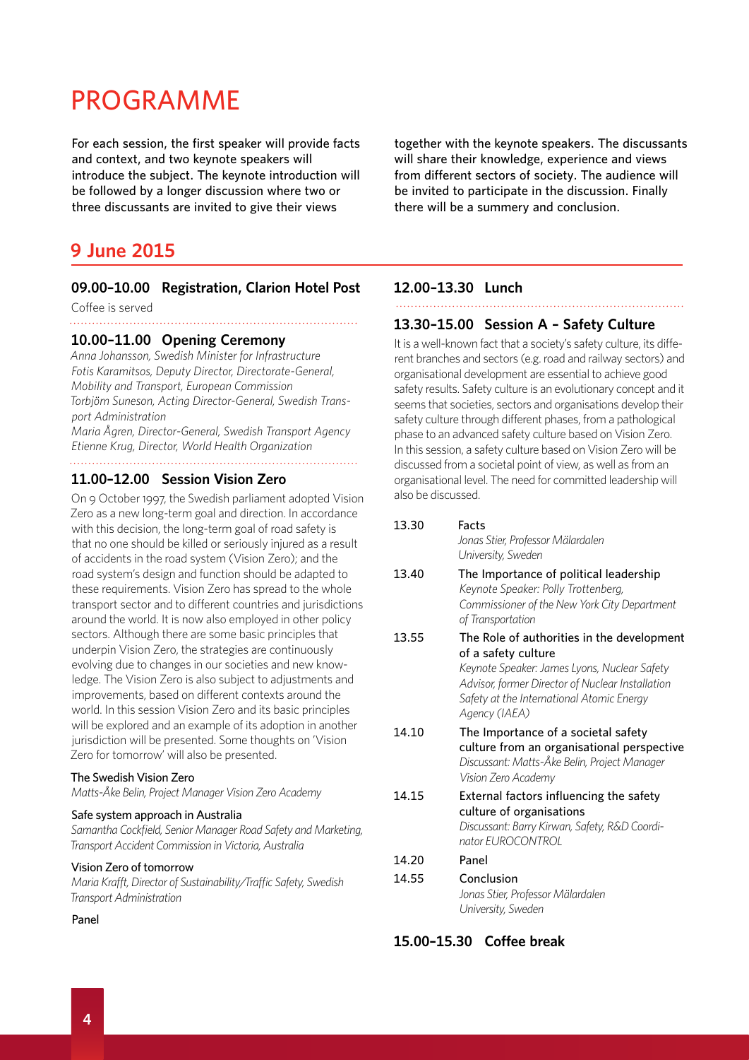# PROGRAMME

For each session, the first speaker will provide facts and context, and two keynote speakers will introduce the subject. The keynote introduction will be followed by a longer discussion where two or three discussants are invited to give their views together with the keynote speakers. The discussants will share their knowledge, experience and views from different sectors of society. The audience will be invited to participate in the discussion. Finally there will be a summery and conclusion.

## 9 June 2015

### 09.00–10.00 Registration, Clarion Hotel Post

Coffee is served

### 10.00–11.00 Opening Ceremony

*Anna Johansson, Swedish Minister for Infrastructure*
*Fotis Karamitsos, Deputy Director, Directorate-General, Mobility and Transport, European Commission*
*Torbjörn Suneson, Acting Director-General, Swedish Transport Administration*
*Maria Ågren, Director-General, Swedish Transport Agency*
*Etienne Krug, Director, World Health Organization*

### 11.00–12.00 Session Vision Zero

On 9 October 1997, the Swedish parliament adopted Vision Zero as a new long-term goal and direction. In accordance with this decision, the long-term goal of road safety is that no one should be killed or seriously injured as a result of accidents in the road system (Vision Zero); and the road system's design and function should be adapted to these requirements. Vision Zero has spread to the whole transport sector and to different countries and jurisdictions around the world. It is now also employed in other policy sectors. Although there are some basic principles that underpin Vision Zero, the strategies are continuously evolving due to changes in our societies and new knowledge. The Vision Zero is also subject to adjustments and improvements, based on different contexts around the world. In this session Vision Zero and its basic principles will be explored and an example of its adoption in another jurisdiction will be presented. Some thoughts on 'Vision Zero for tomorrow' will also be presented.

The Swedish Vision Zero
*Matts-Åke Belin, Project Manager Vision Zero Academy*

Safe system approach in Australia
*Samantha Cockfield, Senior Manager Road Safety and Marketing, Transport Accident Commission in Victoria, Australia*

Vision Zero of tomorrow
*Maria Krafft, Director of Sustainability/Traffic Safety, Swedish Transport Administration*

Panel

### 12.00–13.30 Lunch

### 13.30–15.00 Session A – Safety Culture

It is a well-known fact that a society's safety culture, its different branches and sectors (e.g. road and railway sectors) and organisational development are essential to achieve good safety results. Safety culture is an evolutionary concept and it seems that societies, sectors and organisations develop their safety culture through different phases, from a pathological phase to an advanced safety culture based on Vision Zero. In this session, a safety culture based on Vision Zero will be discussed from a societal point of view, as well as from an organisational level. The need for committed leadership will also be discussed.

13.30 Facts
*Jonas Stier, Professor Mälardalen University, Sweden*

13.40 The Importance of political leadership
*Keynote Speaker: Polly Trottenberg, Commissioner of the New York City Department of Transportation*

13.55 The Role of authorities in the development of a safety culture
*Keynote Speaker: James Lyons, Nuclear Safety Advisor, former Director of Nuclear Installation Safety at the International Atomic Energy Agency (IAEA)*

14.10 The Importance of a societal safety culture from an organisational perspective
*Discussant: Matts-Åke Belin, Project Manager Vision Zero Academy*

14.15 External factors influencing the safety culture of organisations
*Discussant: Barry Kirwan, Safety, R&D Coordinator EUROCONTROL*

14.20 Panel

14.55 Conclusion
*Jonas Stier, Professor Mälardalen University, Sweden*

### 15.00–15.30 Coffee break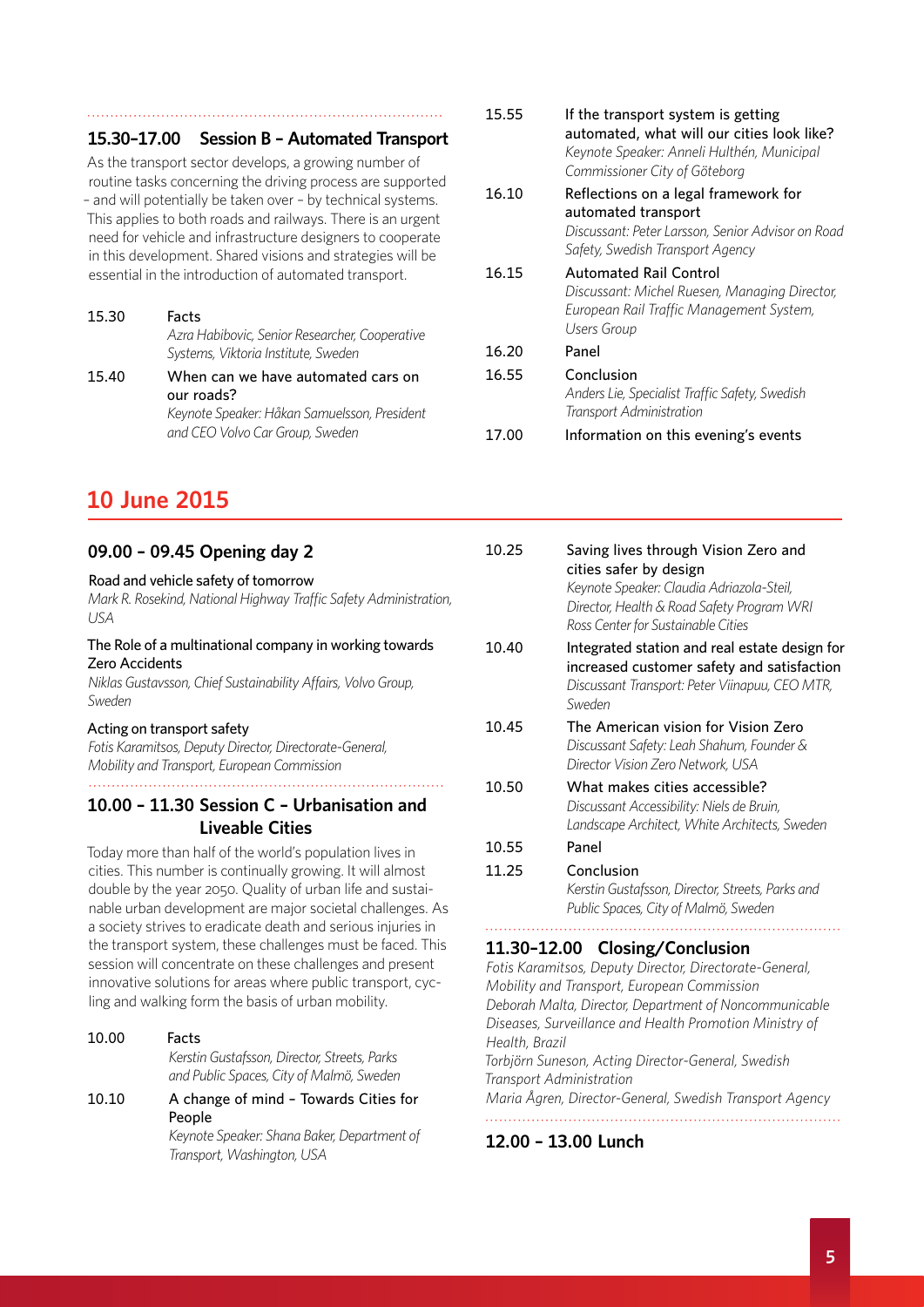### 15.30–17.00 Session B – Automated Transport

As the transport sector develops, a growing number of routine tasks concerning the driving process are supported – and will potentially be taken over – by technical systems. This applies to both roads and railways. There is an urgent need for vehicle and infrastructure designers to cooperate in this development. Shared visions and strategies will be essential in the introduction of automated transport.

**15.30** Facts
*Azra Habibovic, Senior Researcher, Cooperative Systems, Viktoria Institute, Sweden*

**15.40** When can we have automated cars on our roads?
*Keynote Speaker: Håkan Samuelsson, President and CEO Volvo Car Group, Sweden*

**15.55** If the transport system is getting automated, what will our cities look like?
*Keynote Speaker: Anneli Hulthén, Municipal Commissioner City of Göteborg*

**16.10** Reflections on a legal framework for automated transport
*Discussant: Peter Larsson, Senior Advisor on Road Safety, Swedish Transport Agency*

**16.15** Automated Rail Control
*Discussant: Michel Ruesen, Managing Director, European Rail Traffic Management System, Users Group*

**16.20** Panel

**16.55** Conclusion
*Anders Lie, Specialist Traffic Safety, Swedish Transport Administration*

**17.00** Information on this evening's events

## 10 June 2015

### 09.00 – 09.45 Opening day 2

**Road and vehicle safety of tomorrow**
*Mark R. Rosekind, National Highway Traffic Safety Administration, USA*

**The Role of a multinational company in working towards Zero Accidents**
*Niklas Gustavsson, Chief Sustainability Affairs, Volvo Group, Sweden*

**Acting on transport safety**
*Fotis Karamitsos, Deputy Director, Directorate-General, Mobility and Transport, European Commission*

### 10.00 – 11.30 Session C – Urbanisation and Liveable Cities

Today more than half of the world's population lives in cities. This number is continually growing. It will almost double by the year 2050. Quality of urban life and sustainable urban development are major societal challenges. As a society strives to eradicate death and serious injuries in the transport system, these challenges must be faced. This session will concentrate on these challenges and present innovative solutions for areas where public transport, cycling and walking form the basis of urban mobility.

**10.00** Facts
*Kerstin Gustafsson, Director, Streets, Parks and Public Spaces, City of Malmö, Sweden*

**10.10** A change of mind – Towards Cities for People
*Keynote Speaker: Shana Baker, Department of Transport, Washington, USA*

**10.25** Saving lives through Vision Zero and cities safer by design
*Keynote Speaker: Claudia Adriazola-Steil, Director, Health & Road Safety Program WRI Ross Center for Sustainable Cities*

**10.40** Integrated station and real estate design for increased customer safety and satisfaction
*Discussant Transport: Peter Viinapuu, CEO MTR, Sweden*

**10.45** The American vision for Vision Zero
*Discussant Safety: Leah Shahum, Founder & Director Vision Zero Network, USA*

**10.50** What makes cities accessible?
*Discussant Accessibility: Niels de Bruin, Landscape Architect, White Architects, Sweden*

**10.55** Panel

**11.25** Conclusion
*Kerstin Gustafsson, Director, Streets, Parks and Public Spaces, City of Malmö, Sweden*

### 11.30–12.00 Closing/Conclusion

*Fotis Karamitsos, Deputy Director, Directorate-General, Mobility and Transport, European Commission*
*Deborah Malta, Director, Department of Noncommunicable Diseases, Surveillance and Health Promotion Ministry of Health, Brazil*
*Torbjörn Suneson, Acting Director-General, Swedish Transport Administration*
*Maria Ågren, Director-General, Swedish Transport Agency*

### 12.00 – 13.00 Lunch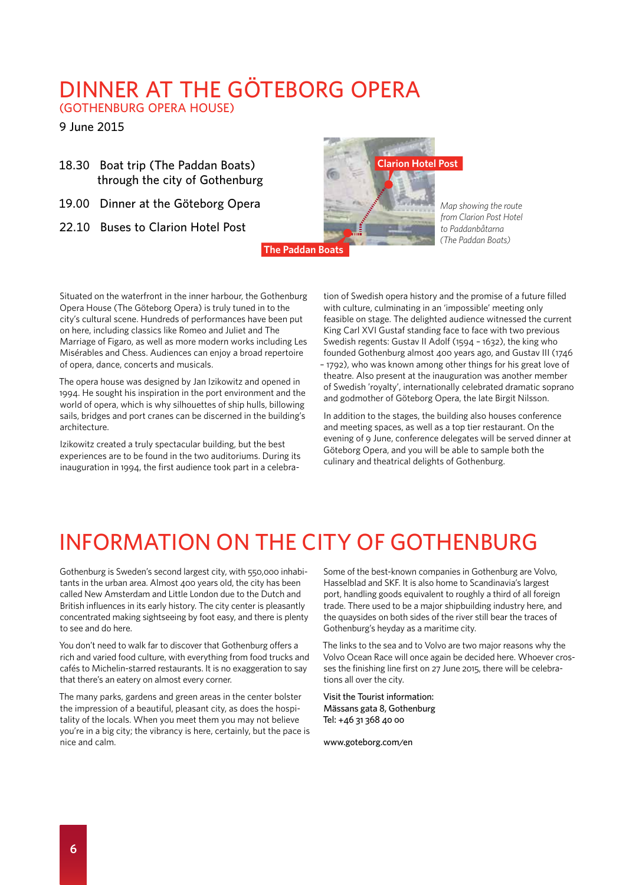# DINNER AT THE GÖTEBORG OPERA

(GOTHENBURG OPERA HOUSE)

9 June 2015

18.30 Boat trip (The Paddan Boats) through the city of Gothenburg

19.00 Dinner at the Göteborg Opera

22.10 Buses to Clarion Hotel Post

Clarion Hotel Post

The Paddan Boats

*Map showing the route from Clarion Post Hotel to Paddanbåtarna (The Paddan Boats)*

Situated on the waterfront in the inner harbour, the Gothenburg Opera House (The Göteborg Opera) is truly tuned in to the city's cultural scene. Hundreds of performances have been put on here, including classics like Romeo and Juliet and The Marriage of Figaro, as well as more modern works including Les Misérables and Chess. Audiences can enjoy a broad repertoire of opera, dance, concerts and musicals.

The opera house was designed by Jan Izikowitz and opened in 1994. He sought his inspiration in the port environment and the world of opera, which is why silhouettes of ship hulls, billowing sails, bridges and port cranes can be discerned in the building's architecture.

Izikowitz created a truly spectacular building, but the best experiences are to be found in the two auditoriums. During its inauguration in 1994, the first audience took part in a celebration of Swedish opera history and the promise of a future filled with culture, culminating in an 'impossible' meeting only feasible on stage. The delighted audience witnessed the current King Carl XVI Gustaf standing face to face with two previous Swedish regents: Gustav II Adolf (1594 – 1632), the king who founded Gothenburg almost 400 years ago, and Gustav III (1746 – 1792), who was known among other things for his great love of theatre. Also present at the inauguration was another member of Swedish 'royalty', internationally celebrated dramatic soprano and godmother of Göteborg Opera, the late Birgit Nilsson.

In addition to the stages, the building also houses conference and meeting spaces, as well as a top tier restaurant. On the evening of 9 June, conference delegates will be served dinner at Göteborg Opera, and you will be able to sample both the culinary and theatrical delights of Gothenburg.

# INFORMATION ON THE CITY OF GOTHENBURG

Gothenburg is Sweden's second largest city, with 550,000 inhabitants in the urban area. Almost 400 years old, the city has been called New Amsterdam and Little London due to the Dutch and British influences in its early history. The city center is pleasantly concentrated making sightseeing by foot easy, and there is plenty to see and do here.

You don't need to walk far to discover that Gothenburg offers a rich and varied food culture, with everything from food trucks and cafés to Michelin-starred restaurants. It is no exaggeration to say that there's an eatery on almost every corner.

The many parks, gardens and green areas in the center bolster the impression of a beautiful, pleasant city, as does the hospitality of the locals. When you meet them you may not believe you're in a big city; the vibrancy is here, certainly, but the pace is nice and calm.

Some of the best-known companies in Gothenburg are Volvo, Hasselblad and SKF. It is also home to Scandinavia's largest port, handling goods equivalent to roughly a third of all foreign trade. There used to be a major shipbuilding industry here, and the quaysides on both sides of the river still bear the traces of Gothenburg's heyday as a maritime city.

The links to the sea and to Volvo are two major reasons why the Volvo Ocean Race will once again be decided here. Whoever crosses the finishing line first on 27 June 2015, there will be celebrations all over the city.

Visit the Tourist information:
Mässans gata 8, Gothenburg
Tel: +46 31 368 40 00

www.goteborg.com/en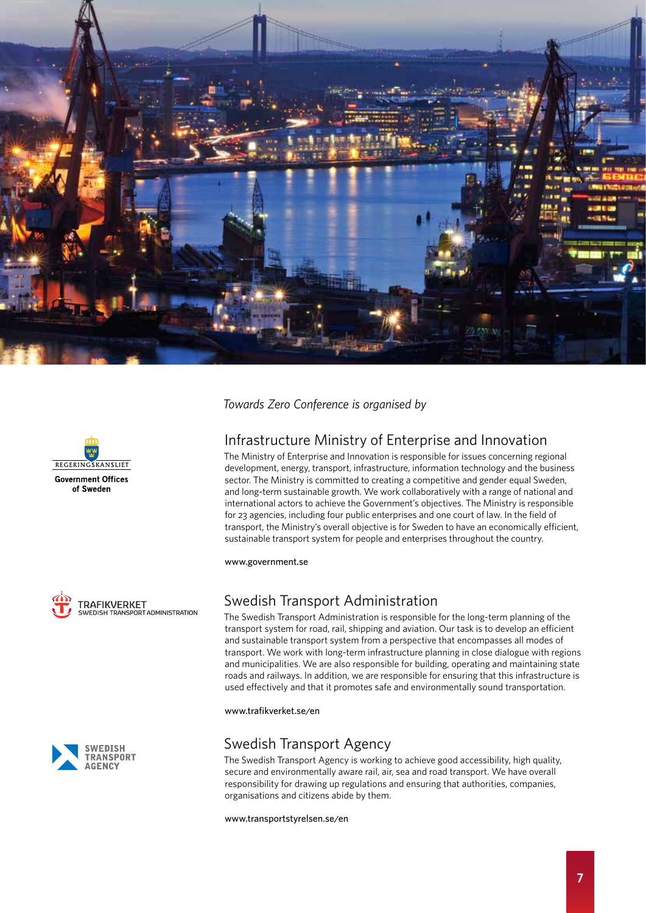*Towards Zero Conference is organised by*

## Infrastructure Ministry of Enterprise and Innovation

The Ministry of Enterprise and Innovation is responsible for issues concerning regional development, energy, transport, infrastructure, information technology and the business sector. The Ministry is committed to creating a competitive and gender equal Sweden, and long-term sustainable growth. We work collaboratively with a range of national and international actors to achieve the Government's objectives. The Ministry is responsible for 23 agencies, including four public enterprises and one court of law. In the field of transport, the Ministry's overall objective is for Sweden to have an economically efficient, sustainable transport system for people and enterprises throughout the country.

www.government.se

## Swedish Transport Administration

The Swedish Transport Administration is responsible for the long-term planning of the transport system for road, rail, shipping and aviation. Our task is to develop an efficient and sustainable transport system from a perspective that encompasses all modes of transport. We work with long-term infrastructure planning in close dialogue with regions and municipalities. We are also responsible for building, operating and maintaining state roads and railways. In addition, we are responsible for ensuring that this infrastructure is used effectively and that it promotes safe and environmentally sound transportation.

www.trafikverket.se/en

## Swedish Transport Agency

The Swedish Transport Agency is working to achieve good accessibility, high quality, secure and environmentally aware rail, air, sea and road transport. We have overall responsibility for drawing up regulations and ensuring that authorities, companies, organisations and citizens abide by them.

www.transportstyrelsen.se/en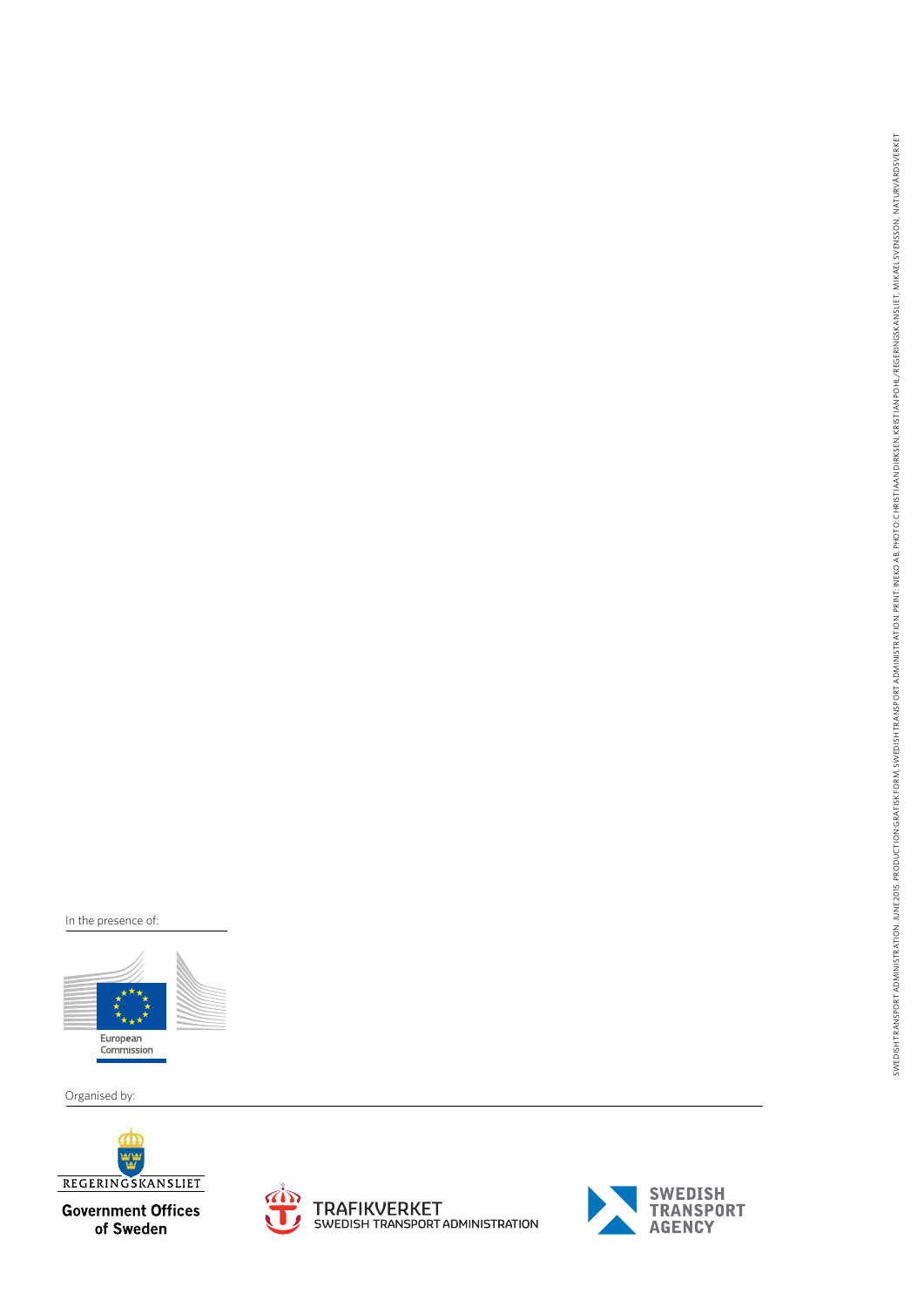In the presence of:

European Commission

Organised by:

REGERINGSKANSLIET

Government Offices of Sweden

TRAFIKVERKET
SWEDISH TRANSPORT ADMINISTRATION

SWEDISH TRANSPORT AGENCY

SWEDISH TRANSPORT ADMINISTRATION. JUNE 2015. PRODUCTION: GRAFISK FORM, SWEDISH TRANSPORT ADMINISTRATION. PRINT: INEKO AB. PHOTO: CHRISTIAAN DIRKSEN, KRISTIAN POHL/REGERINGSKANSLIET, MIKAEL SVENSSON, NATURVÅRDSVERKET